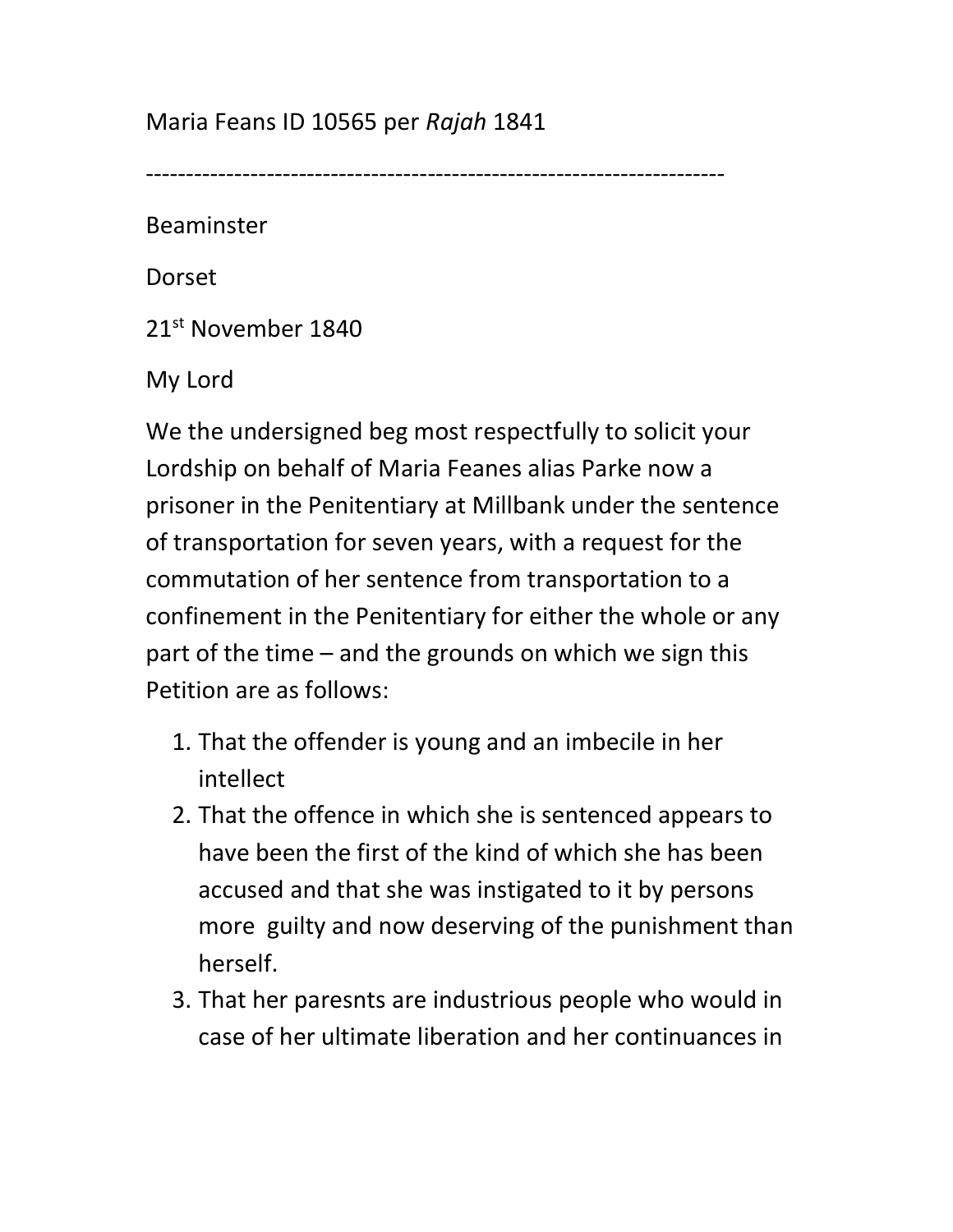Maria Feans ID 10565 per *Rajah* 1841

-----------------------------------------------------------------------

Beaminster

Dorset

21st November 1840

My Lord

We the undersigned beg most respectfully to solicit your Lordship on behalf of Maria Feanes alias Parke now a prisoner in the Penitentiary at Millbank under the sentence of transportation for seven years, with a request for the commutation of her sentence from transportation to a confinement in the Penitentiary for either the whole or any part of the time – and the grounds on which we sign this Petition are as follows:

1. That the offender is young and an imbecile in her intellect
2. That the offence in which she is sentenced appears to have been the first of the kind of which she has been accused and that she was instigated to it by persons more guilty and now deserving of the punishment than herself.
3. That her paresnts are industrious people who would in case of her ultimate liberation and her continuances in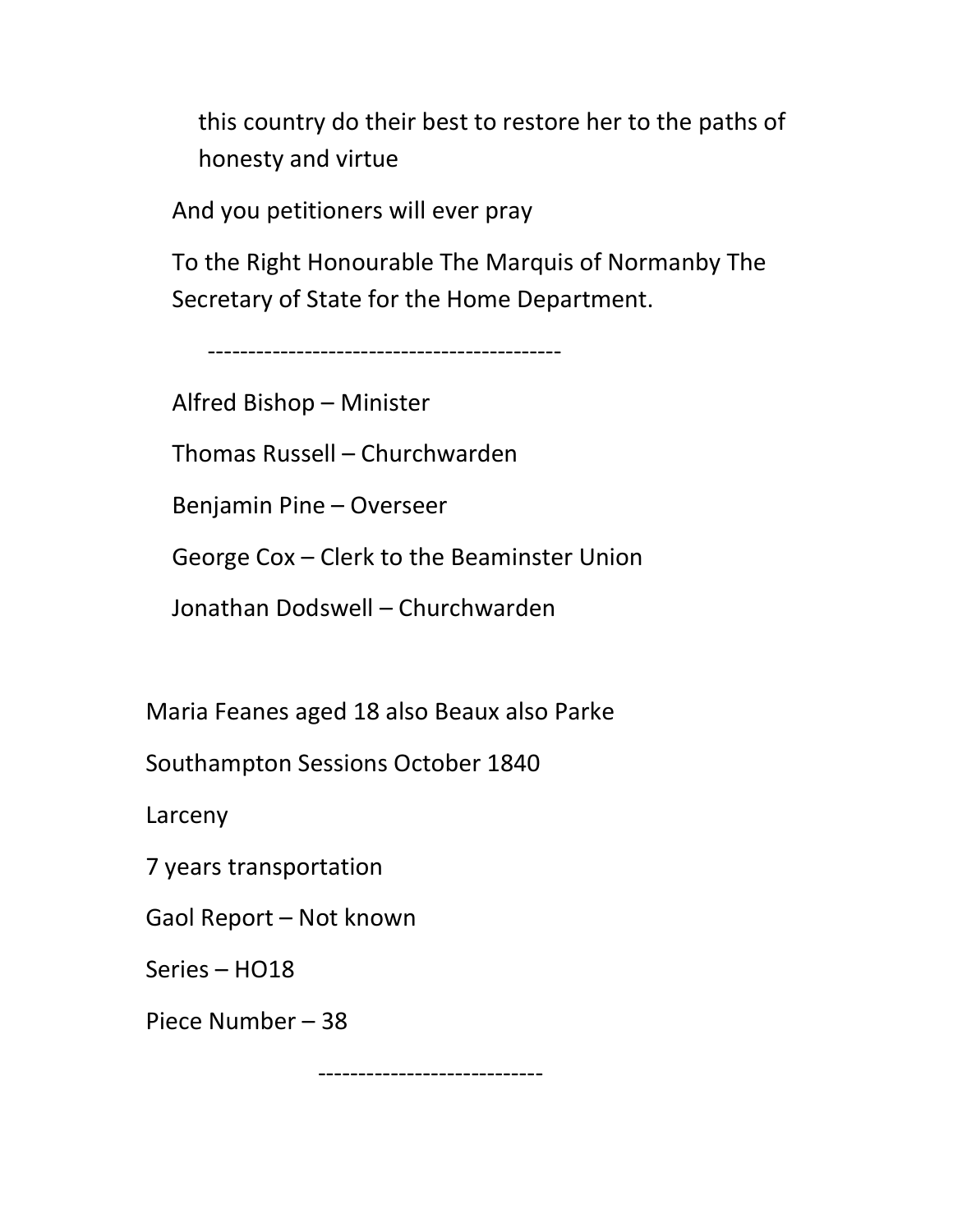this country do their best to restore her to the paths of honesty and virtue

And you petitioners will ever pray

To the Right Honourable The Marquis of Normanby The Secretary of State for the Home Department.

--------------------------------------------

Alfred Bishop – Minister

Thomas Russell – Churchwarden

Benjamin Pine – Overseer

George Cox – Clerk to the Beaminster Union

Jonathan Dodswell – Churchwarden

Maria Feanes aged 18 also Beaux also Parke

Southampton Sessions October 1840

Larceny

7 years transportation

Gaol Report – Not known

Series – HO18

Piece Number – 38

----------------------------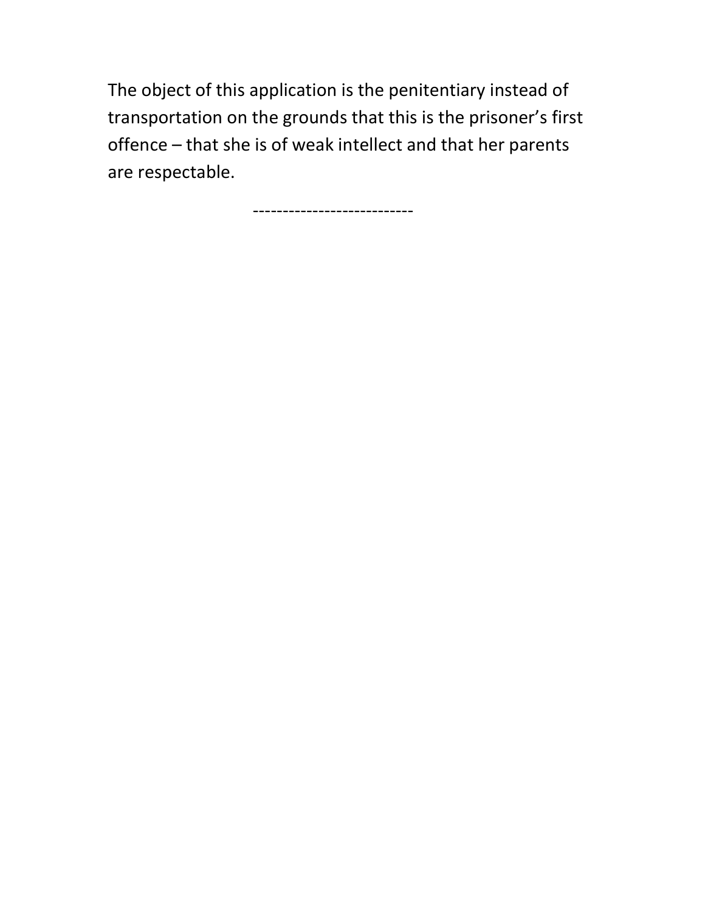The object of this application is the penitentiary instead of transportation on the grounds that this is the prisoner's first offence – that she is of weak intellect and that her parents are respectable.

---------------------------